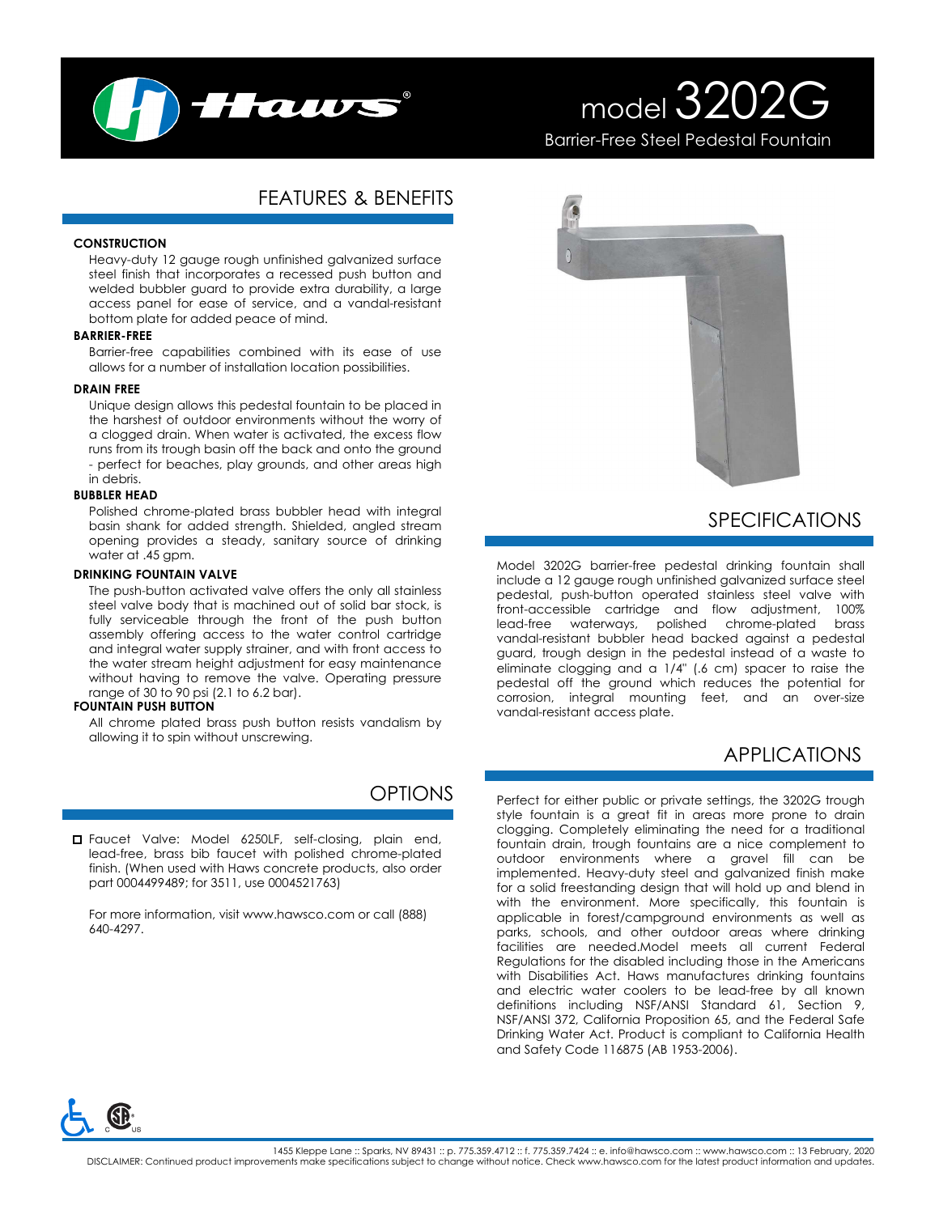# model 3202G

Barrier-Free Steel Pedestal Fountain

## FEATURES & BENEFITS

**CONSTRUCTION**

Heavy-duty 12 gauge rough unfinished galvanized surface steel finish that incorporates a recessed push button and welded bubbler guard to provide extra durability, a large access panel for ease of service, and a vandal-resistant bottom plate for added peace of mind.

**BARRIER-FREE**

Barrier-free capabilities combined with its ease of use allows for a number of installation location possibilities.

**DRAIN FREE**

Unique design allows this pedestal fountain to be placed in the harshest of outdoor environments without the worry of a clogged drain. When water is activated, the excess flow runs from its trough basin off the back and onto the ground - perfect for beaches, play grounds, and other areas high in debris.

**BUBBLER HEAD**

Polished chrome-plated brass bubbler head with integral basin shank for added strength. Shielded, angled stream opening provides a steady, sanitary source of drinking water at .45 gpm.

**DRINKING FOUNTAIN VALVE**

The push-button activated valve offers the only all stainless steel valve body that is machined out of solid bar stock, is fully serviceable through the front of the push button assembly offering access to the water control cartridge and integral water supply strainer, and with front access to the water stream height adjustment for easy maintenance without having to remove the valve. Operating pressure range of 30 to 90 psi (2.1 to 6.2 bar).

**FOUNTAIN PUSH BUTTON**

All chrome plated brass push button resists vandalism by allowing it to spin without unscrewing.

## OPTIONS

- ☐ Faucet Valve: Model 6250LF, self-closing, plain end, lead-free, brass bib faucet with polished chrome-plated finish. (When used with Haws concrete products, also order part 0004499489; for 3511, use 0004521763)

For more information, visit www.hawsco.com or call (888) 640-4297.

## SPECIFICATIONS

Model 3202G barrier-free pedestal drinking fountain shall include a 12 gauge rough unfinished galvanized surface steel pedestal, push-button operated stainless steel valve with front-accessible cartridge and flow adjustment, 100% lead-free waterways, polished chrome-plated brass vandal-resistant bubbler head backed against a pedestal guard, trough design in the pedestal instead of a waste to eliminate clogging and a 1/4" (.6 cm) spacer to raise the pedestal off the ground which reduces the potential for corrosion, integral mounting feet, and an over-size vandal-resistant access plate.

## APPLICATIONS

Perfect for either public or private settings, the 3202G trough style fountain is a great fit in areas more prone to drain clogging. Completely eliminating the need for a traditional fountain drain, trough fountains are a nice complement to outdoor environments where a gravel fill can be implemented. Heavy-duty steel and galvanized finish make for a solid freestanding design that will hold up and blend in with the environment. More specifically, this fountain is applicable in forest/campground environments as well as parks, schools, and other outdoor areas where drinking facilities are needed.Model meets all current Federal Regulations for the disabled including those in the Americans with Disabilities Act. Haws manufactures drinking fountains and electric water coolers to be lead-free by all known definitions including NSF/ANSI Standard 61, Section 9, NSF/ANSI 372, California Proposition 65, and the Federal Safe Drinking Water Act. Product is compliant to California Health and Safety Code 116875 (AB 1953-2006).

1455 Kleppe Lane :: Sparks, NV 89431 :: p. 775.359.4712 :: f. 775.359.7424 :: e. info@hawsco.com :: www.hawsco.com :: 13 February, 2020
DISCLAIMER: Continued product improvements make specifications subject to change without notice. Check www.hawsco.com for the latest product information and updates.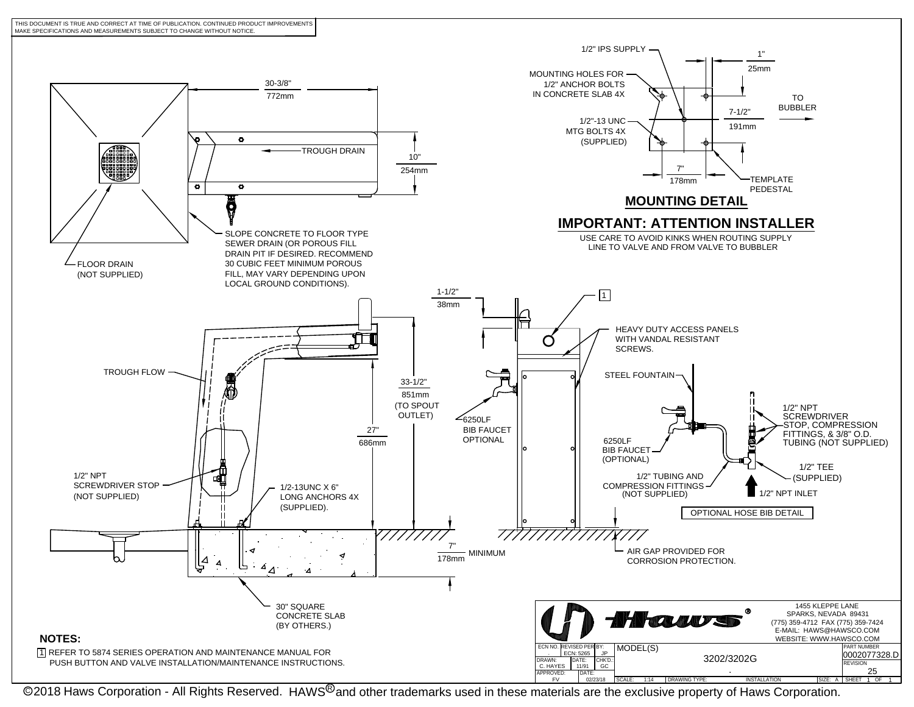THIS DOCUMENT IS TRUE AND CORRECT AT TIME OF PUBLICATION. CONTINUED PRODUCT IMPROVEMENTS MAKE SPECIFICATIONS AND MEASUREMENTS SUBJECT TO CHANGE WITHOUT NOTICE.

30-3/8"
772mm

TROUGH DRAIN

10"
254mm

FLOOR DRAIN
(NOT SUPPLIED)

SLOPE CONCRETE TO FLOOR TYPE SEWER DRAIN (OR POROUS FILL DRAIN PIT IF DESIRED. RECOMMEND 30 CUBIC FEET MINIMUM POROUS FILL, MAY VARY DEPENDING UPON LOCAL GROUND CONDITIONS).

1/2" IPS SUPPLY

MOUNTING HOLES FOR 1/2" ANCHOR BOLTS IN CONCRETE SLAB 4X

1/2"-13 UNC MTG BOLTS 4X (SUPPLIED)

1"
25mm

TO BUBBLER

7-1/2"
191mm

7"
178mm

TEMPLATE PEDESTAL

## MOUNTING DETAIL

## IMPORTANT: ATTENTION INSTALLER

USE CARE TO AVOID KINKS WHEN ROUTING SUPPLY LINE TO VALVE AND FROM VALVE TO BUBBLER

1-1/2"
38mm

1

HEAVY DUTY ACCESS PANELS WITH VANDAL RESISTANT SCREWS.

TROUGH FLOW

33-1/2"
851mm
(TO SPOUT OUTLET)

27"
686mm

6250LF BIB FAUCET OPTIONAL

STEEL FOUNTAIN

6250LF BIB FAUCET (OPTIONAL)

1/2" NPT SCREWDRIVER STOP, COMPRESSION FITTINGS, & 3/8" O.D. TUBING (NOT SUPPLIED)

1/2" TEE (SUPPLIED)

1/2" TUBING AND COMPRESSION FITTINGS (NOT SUPPLIED)

1/2" NPT INLET

OPTIONAL HOSE BIB DETAIL

1/2" NPT SCREWDRIVER STOP (NOT SUPPLIED)

1/2-13UNC X 6" LONG ANCHORS 4X (SUPPLIED).

7"
178mm
MINIMUM

AIR GAP PROVIDED FOR CORROSION PROTECTION.

30" SQUARE CONCRETE SLAB (BY OTHERS.)

**NOTES:**

1 REFER TO 5874 SERIES OPERATION AND MAINTENANCE MANUAL FOR PUSH BUTTON AND VALVE INSTALLATION/MAINTENANCE INSTRUCTIONS.

Haws®

1455 KLEPPE LANE
SPARKS, NEVADA 89431
(775) 359-4712 FAX (775) 359-7424
E-MAIL: HAWS@HAWSCO.COM
WEBSITE: WWW.HAWSCO.COM

| | | | | |
|---|---|---|---|---|
| ECN NO. . | REVISED PER ECN: 5265 | BY: JP | MODEL(S) 3202/3202G | PART NUMBER 0002077328.D |
| DRAWN: C. HAYES | DATE: 11/91 | CHK'D.: GC | . | REVISION 25 |
| APPROVED: FV | DATE: 02/23/18 | SCALE: 1:14 | DRAWING TYPE: INSTALLATION | SIZE: A SHEET 1 OF 1 |

©2018 Haws Corporation - All Rights Reserved. HAWS® and other trademarks used in these materials are the exclusive property of Haws Corporation.